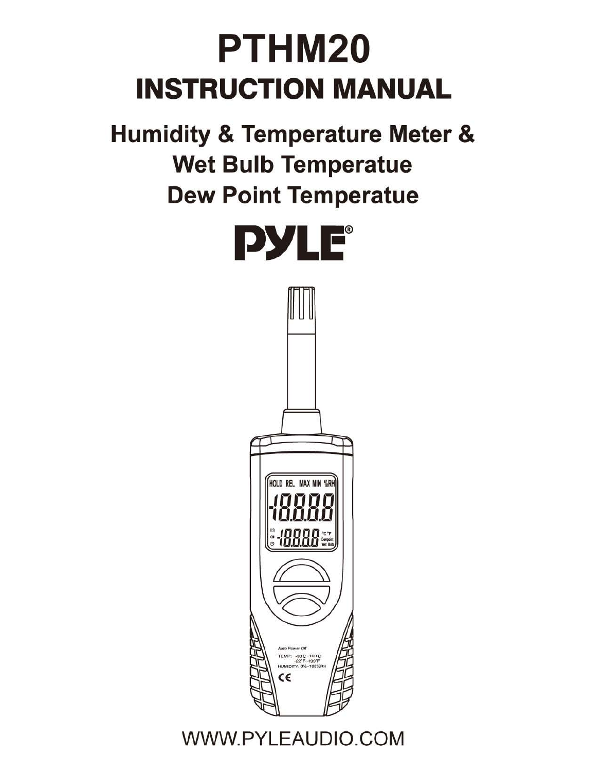# PTHM20

## INSTRUCTION MANUAL

### Humidity & Temperature Meter & Wet Bulb Temperatue Dew Point Temperatue

PYLE®

WWW.PYLEAUDIO.COM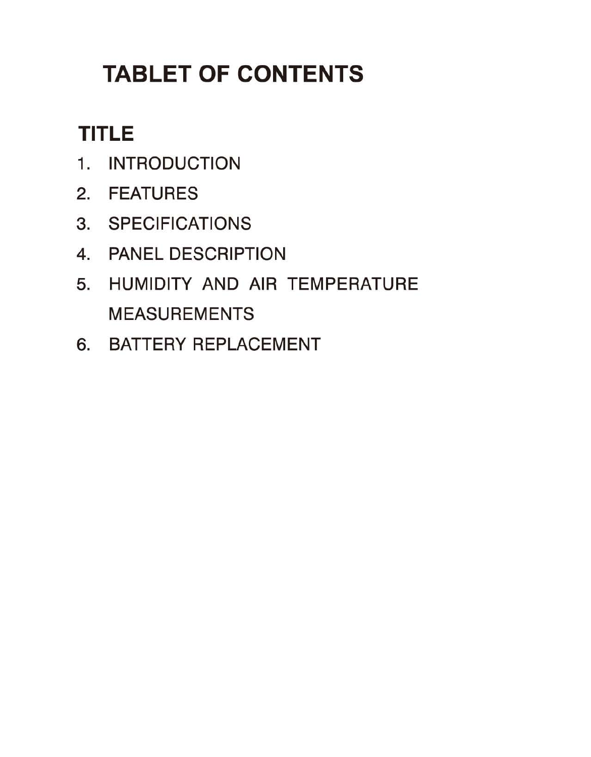# TABLET OF CONTENTS

## TITLE

1. INTRODUCTION
2. FEATURES
3. SPECIFICATIONS
4. PANEL DESCRIPTION
5. HUMIDITY AND AIR TEMPERATURE MEASUREMENTS
6. BATTERY REPLACEMENT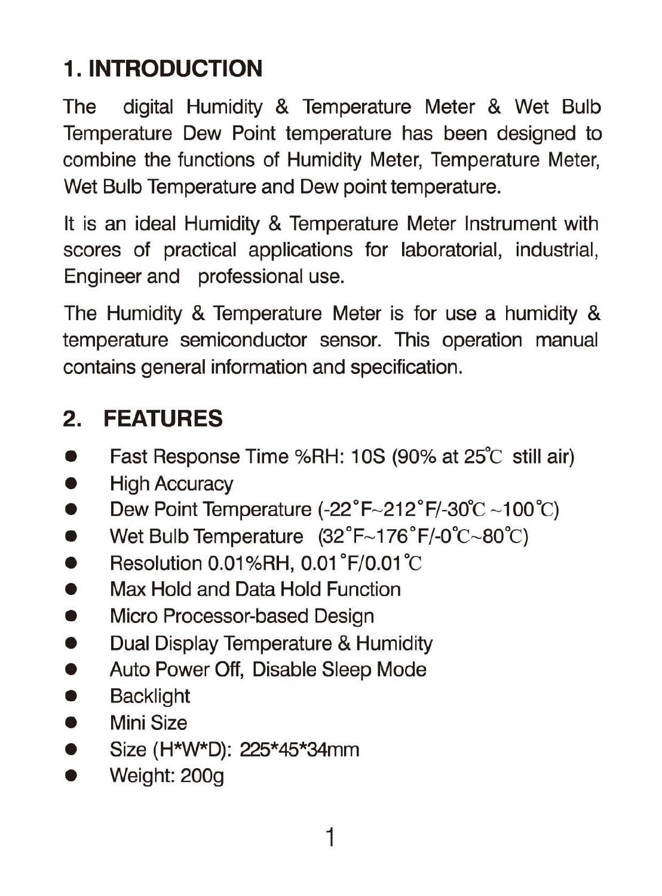## 1. INTRODUCTION

The digital Humidity & Temperature Meter & Wet Bulb Temperature Dew Point temperature has been designed to combine the functions of Humidity Meter, Temperature Meter, Wet Bulb Temperature and Dew point temperature.

It is an ideal Humidity & Temperature Meter Instrument with scores of practical applications for laboratorial, industrial, Engineer and professional use.

The Humidity & Temperature Meter is for use a humidity & temperature semiconductor sensor. This operation manual contains general information and specification.

## 2. FEATURES

- Fast Response Time %RH: 10S (90% at 25℃ still air)
- High Accuracy
- Dew Point Temperature (-22°F~212°F/-30℃~100℃)
- Wet Bulb Temperature (32°F~176°F/-0℃~80℃)
- Resolution 0.01%RH, 0.01°F/0.01℃
- Max Hold and Data Hold Function
- Micro Processor-based Design
- Dual Display Temperature & Humidity
- Auto Power Off, Disable Sleep Mode
- Backlight
- Mini Size
- Size (H*W*D): 225*45*34mm
- Weight: 200g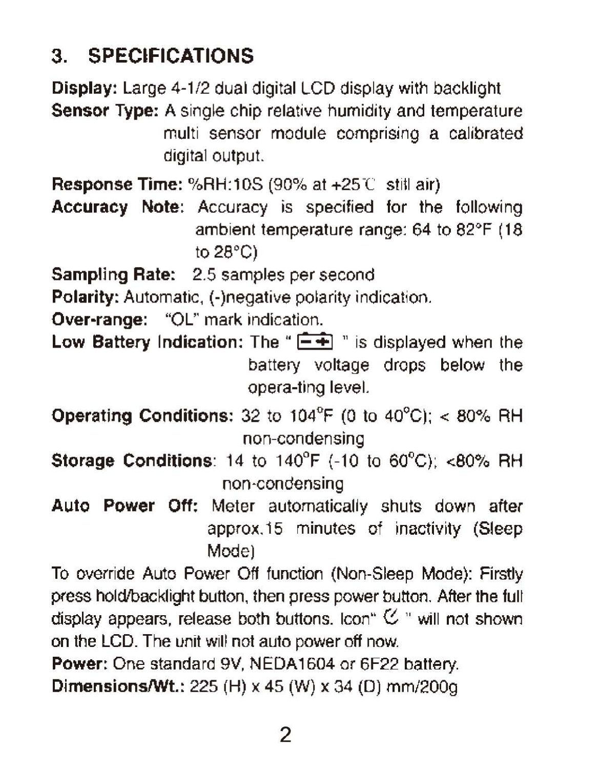## 3. SPECIFICATIONS

**Display:** Large 4-1/2 dual digital LCD display with backlight

**Sensor Type:** A single chip relative humidity and temperature multi sensor module comprising a calibrated digital output.

**Response Time:** %RH:10S (90% at +25℃ still air)

**Accuracy Note:** Accuracy is specified for the following ambient temperature range: 64 to 82°F (18 to 28°C)

**Sampling Rate:** 2.5 samples per second

**Polarity:** Automatic, (-)negative polarity indication.

**Over-range:** "OL" mark indication.

**Low Battery Indication:** The " [battery icon] " is displayed when the battery voltage drops below the opera-ting level.

**Operating Conditions:** 32 to 104°F (0 to 40°C); < 80% RH non-condensing

**Storage Conditions:** 14 to 140°F (-10 to 60°C); <80% RH non-condensing

**Auto Power Off:** Meter automatically shuts down after approx.15 minutes of inactivity (Sleep Mode)

To override Auto Power Off function (Non-Sleep Mode): Firstly press hold/backlight button, then press power button. After the full display appears, release both buttons. Icon" [auto power off icon] " will not shown on the LCD. The unit will not auto power off now.

**Power:** One standard 9V, NEDA1604 or 6F22 battery.

**Dimensions/Wt.:** 225 (H) x 45 (W) x 34 (D) mm/200g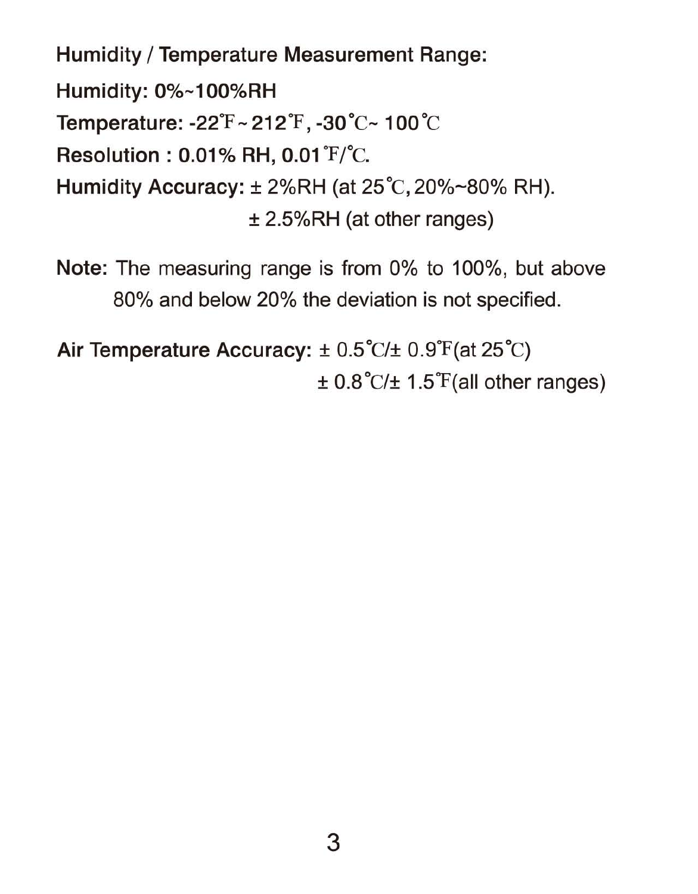**Humidity / Temperature Measurement Range:**

**Humidity: 0%~100%RH**

**Temperature: -22℉ ~ 212℉, -30℃~ 100℃**

**Resolution : 0.01% RH, 0.01℉/℃.**

**Humidity Accuracy:** ± 2%RH (at 25℃, 20%~80% RH).
± 2.5%RH (at other ranges)

**Note:** The measuring range is from 0% to 100%, but above 80% and below 20% the deviation is not specified.

**Air Temperature Accuracy:** ± 0.5℃/± 0.9℉(at 25℃)
± 0.8℃/± 1.5℉(all other ranges)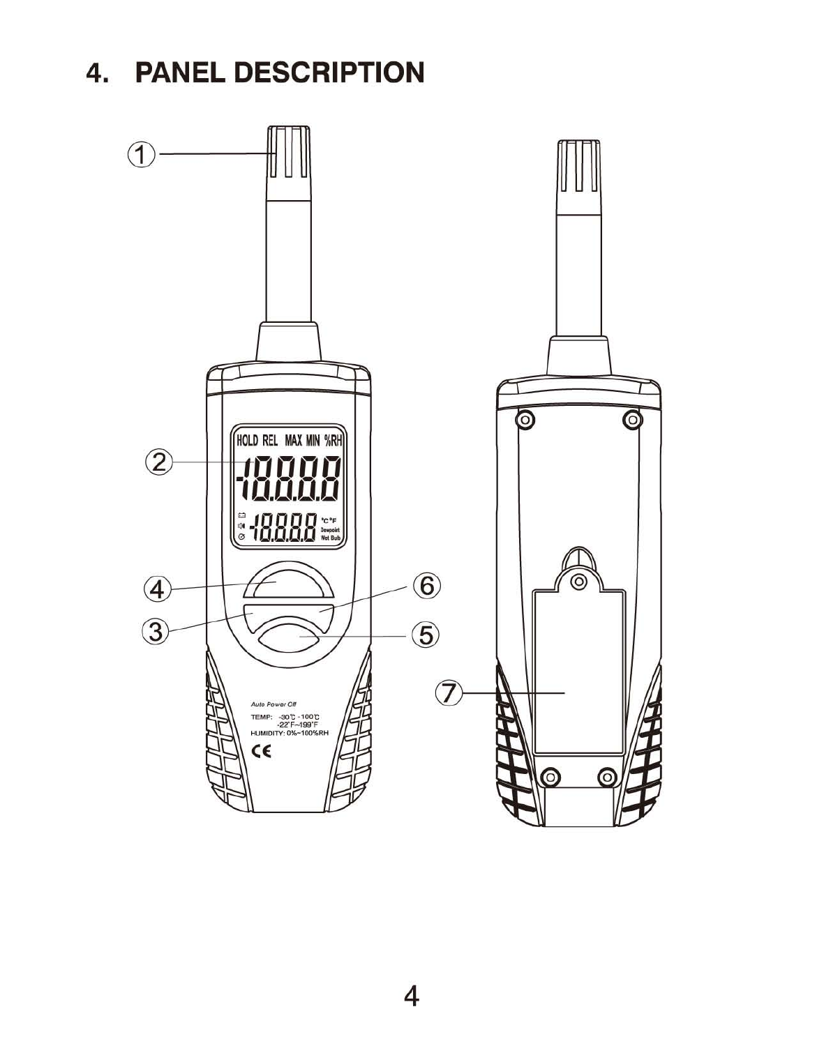# 4. PANEL DESCRIPTION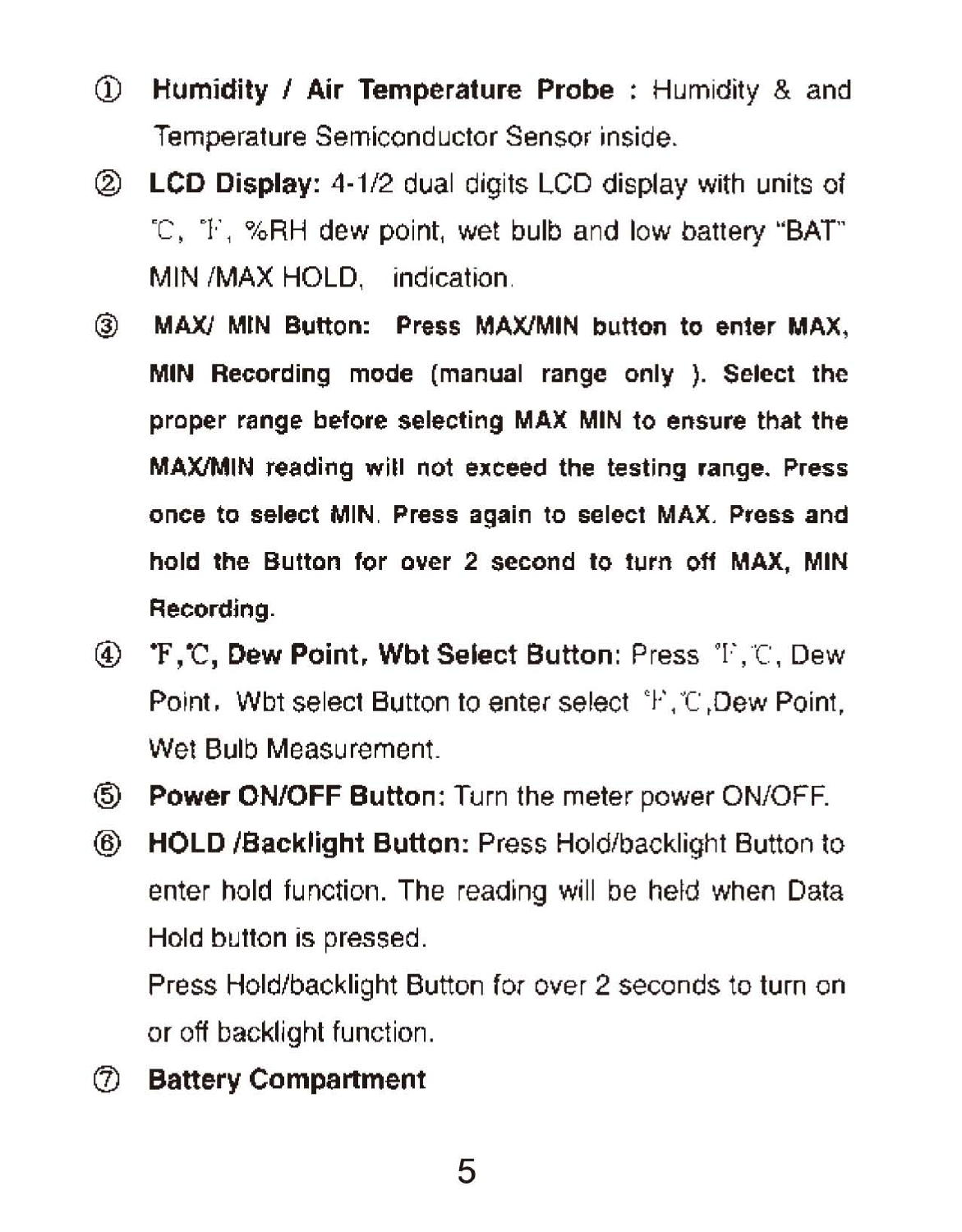① **Humidity / Air Temperature Probe** : Humidity & and Temperature Semiconductor Sensor inside.

② **LCD Display:** 4-1/2 dual digits LCD display with units of ℃, ℉, %RH dew point, wet bulb and low battery "BAT" MIN /MAX HOLD, indication.

③ **MAX/ MIN Button: Press MAX/MIN button to enter MAX, MIN Recording mode (manual range only ). Select the proper range before selecting MAX MIN to ensure that the MAX/MIN reading will not exceed the testing range. Press once to select MIN. Press again to select MAX. Press and hold the Button for over 2 second to turn off MAX, MIN Recording.**

④ **℉,℃, Dew Point, Wbt Select Button**: Press ℉,℃, Dew Point, Wbt select Button to enter select ℉,℃,Dew Point, Wet Bulb Measurement.

⑤ **Power ON/OFF Button**: Turn the meter power ON/OFF.

⑥ **HOLD /Backlight Button:** Press Hold/backlight Button to enter hold function. The reading will be held when Data Hold button is pressed.

Press Hold/backlight Button for over 2 seconds to turn on or off backlight function.

⑦ **Battery Compartment**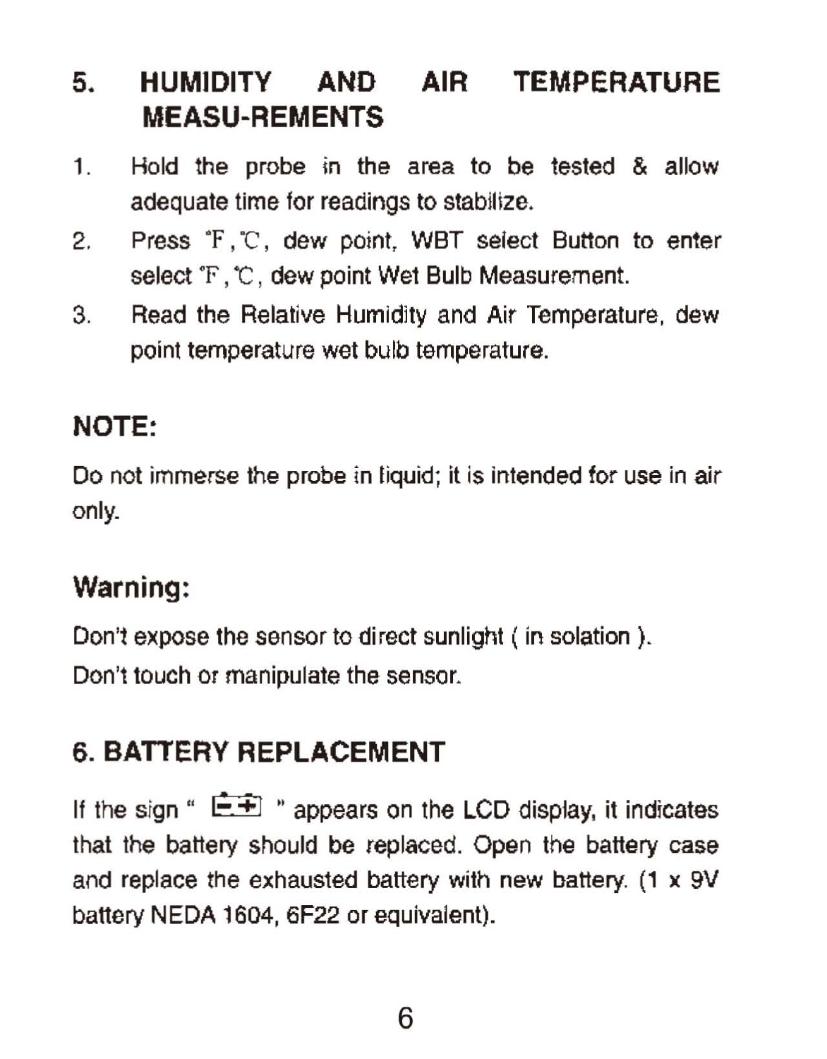## 5. HUMIDITY AND AIR TEMPERATURE MEASU-REMENTS

1. Hold the probe in the area to be tested & allow adequate time for readings to stabilize.
2. Press °F, °C, dew point, WBT select Button to enter select °F, °C, dew point Wet Bulb Measurement.
3. Read the Relative Humidity and Air Temperature, dew point temperature wet bulb temperature.

### NOTE:

Do not immerse the probe in liquid; it is intended for use in air only.

### Warning:

Don't expose the sensor to direct sunlight ( in solation ).
Don't touch or manipulate the sensor.

## 6. BATTERY REPLACEMENT

If the sign " [battery symbol] " appears on the LCD display, it indicates that the battery should be replaced. Open the battery case and replace the exhausted battery with new battery. (1 x 9V battery NEDA 1604, 6F22 or equivalent).